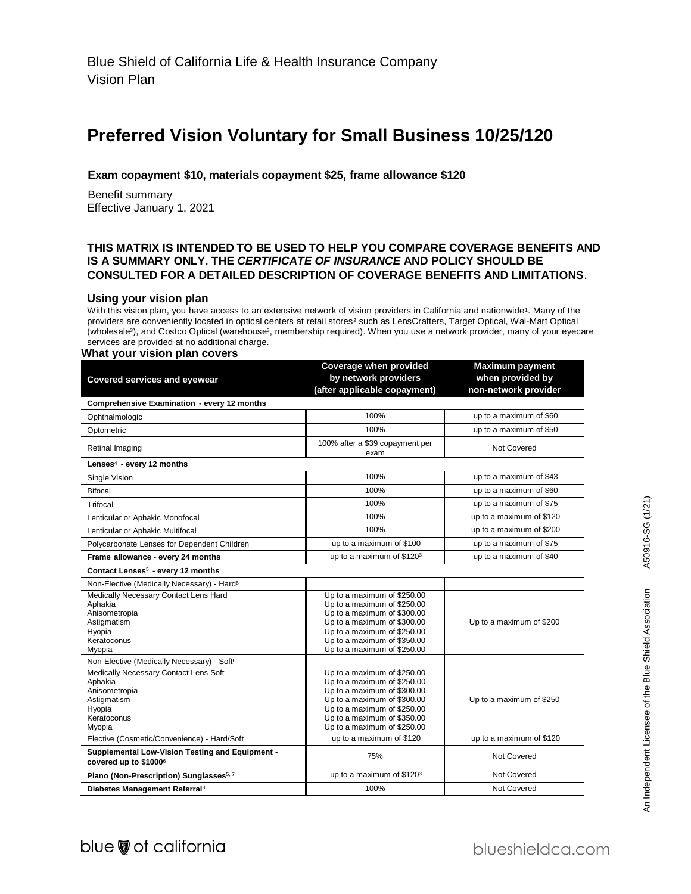Blue Shield of California Life & Health Insurance Company
Vision Plan

# Preferred Vision Voluntary for Small Business 10/25/120

**Exam copayment $10, materials copayment $25, frame allowance $120**

Benefit summary
Effective January 1, 2021

**THIS MATRIX IS INTENDED TO BE USED TO HELP YOU COMPARE COVERAGE BENEFITS AND IS A SUMMARY ONLY. THE *CERTIFICATE OF INSURANCE* AND POLICY SHOULD BE CONSULTED FOR A DETAILED DESCRIPTION OF COVERAGE BENEFITS AND LIMITATIONS**.

### Using your vision plan

With this vision plan, you have access to an extensive network of vision providers in California and nationwide[1]. Many of the providers are conveniently located in optical centers at retail stores[2] such as LensCrafters, Target Optical, Wal-Mart Optical (wholesale[3]), and Costco Optical (warehouse[3], membership required). When you use a network provider, many of your eyecare services are provided at no additional charge.

### What your vision plan covers

| Covered services and eyewear | Coverage when provided by network providers (after applicable copayment) | Maximum payment when provided by non-network provider |
|---|---|---|
| **Comprehensive Examination - every 12 months** | | |
| Ophthalmologic | 100% | up to a maximum of $60 |
| Optometric | 100% | up to a maximum of $50 |
| Retinal Imaging | 100% after a $39 copayment per exam | Not Covered |
| **Lenses[4] - every 12 months** | | |
| Single Vision | 100% | up to a maximum of $43 |
| Bifocal | 100% | up to a maximum of $60 |
| Trifocal | 100% | up to a maximum of $75 |
| Lenticular or Aphakic Monofocal | 100% | up to a maximum of $120 |
| Lenticular or Aphakic Multifocal | 100% | up to a maximum of $200 |
| Polycarbonate Lenses for Dependent Children | up to a maximum of $100 | up to a maximum of $75 |
| **Frame allowance - every 24 months** | up to a maximum of $120[3] | up to a maximum of $40 |
| **Contact Lenses[5] - every 12 months** | | |
| Non-Elective (Medically Necessary) - Hard[6] | | |
| Medically Necessary Contact Lens Hard<br>Aphakia<br>Anisometropia<br>Astigmatism<br>Hyopia<br>Keratoconus<br>Myopia | Up to a maximum of $250.00<br>Up to a maximum of $250.00<br>Up to a maximum of $300.00<br>Up to a maximum of $300.00<br>Up to a maximum of $250.00<br>Up to a maximum of $350.00<br>Up to a maximum of $250.00 | Up to a maximum of $200 |
| Non-Elective (Medically Necessary) - Soft[6] | | |
| Medically Necessary Contact Lens Soft<br>Aphakia<br>Anisometropia<br>Astigmatism<br>Hyopia<br>Keratoconus<br>Myopia | Up to a maximum of $250.00<br>Up to a maximum of $250.00<br>Up to a maximum of $300.00<br>Up to a maximum of $300.00<br>Up to a maximum of $250.00<br>Up to a maximum of $350.00<br>Up to a maximum of $250.00 | Up to a maximum of $250 |
| Elective (Cosmetic/Convenience) - Hard/Soft | up to a maximum of $120 | up to a maximum of $120 |
| **Supplemental Low-Vision Testing and Equipment - covered up to $1000[6]** | 75% | Not Covered |
| **Plano (Non-Prescription) Sunglasses[5, 7]** | up to a maximum of $120[3] | Not Covered |
| **Diabetes Management Referral[8]** | 100% | Not Covered |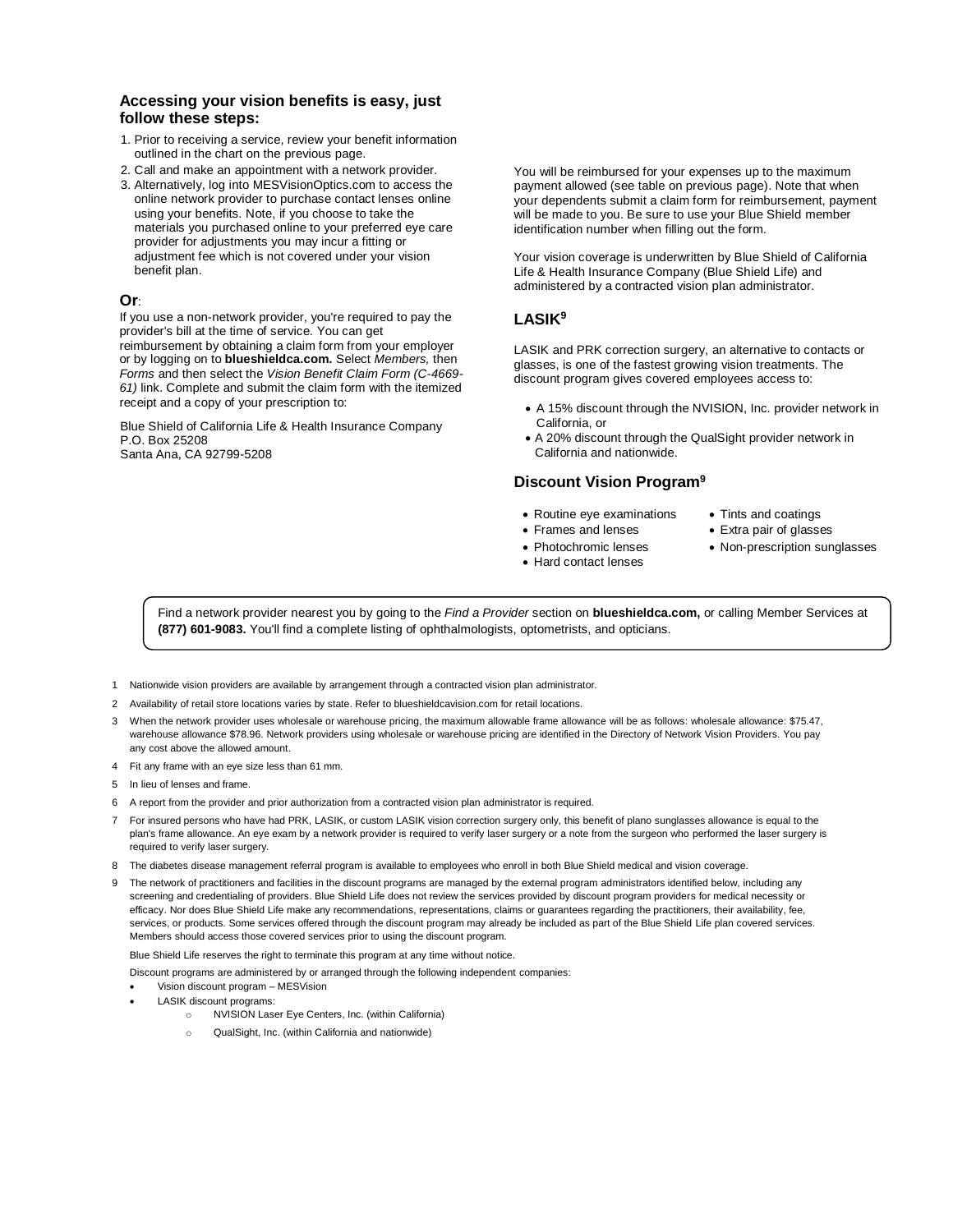### Accessing your vision benefits is easy, just follow these steps:

1. Prior to receiving a service, review your benefit information outlined in the chart on the previous page.
2. Call and make an appointment with a network provider.
3. Alternatively, log into MESVisionOptics.com to access the online network provider to purchase contact lenses online using your benefits. Note, if you choose to take the materials you purchased online to your preferred eye care provider for adjustments you may incur a fitting or adjustment fee which is not covered under your vision benefit plan.

**Or**:

If you use a non-network provider, you're required to pay the provider's bill at the time of service. You can get reimbursement by obtaining a claim form from your employer or by logging on to **blueshieldca.com.** Select *Members,* then *Forms* and then select the *Vision Benefit Claim Form (C-4669-61)* link. Complete and submit the claim form with the itemized receipt and a copy of your prescription to:

Blue Shield of California Life & Health Insurance Company
P.O. Box 25208
Santa Ana, CA 92799-5208

You will be reimbursed for your expenses up to the maximum payment allowed (see table on previous page). Note that when your dependents submit a claim form for reimbursement, payment will be made to you. Be sure to use your Blue Shield member identification number when filling out the form.

Your vision coverage is underwritten by Blue Shield of California Life & Health Insurance Company (Blue Shield Life) and administered by a contracted vision plan administrator.

### LASIK[9]

LASIK and PRK correction surgery, an alternative to contacts or glasses, is one of the fastest growing vision treatments. The discount program gives covered employees access to:

- A 15% discount through the NVISION, Inc. provider network in California, or
- A 20% discount through the QualSight provider network in California and nationwide.

### Discount Vision Program[9]

- Routine eye examinations
- Frames and lenses
- Photochromic lenses
- Hard contact lenses
- Tints and coatings
- Extra pair of glasses
- Non-prescription sunglasses

Find a network provider nearest you by going to the *Find a Provider* section on **blueshieldca.com,** or calling Member Services at **(877) 601-9083.** You'll find a complete listing of ophthalmologists, optometrists, and opticians.

1 Nationwide vision providers are available by arrangement through a contracted vision plan administrator.

2 Availability of retail store locations varies by state. Refer to blueshieldcavision.com for retail locations.

3 When the network provider uses wholesale or warehouse pricing, the maximum allowable frame allowance will be as follows: wholesale allowance: $75.47, warehouse allowance $78.96. Network providers using wholesale or warehouse pricing are identified in the Directory of Network Vision Providers. You pay any cost above the allowed amount.

4 Fit any frame with an eye size less than 61 mm.

5 In lieu of lenses and frame.

6 A report from the provider and prior authorization from a contracted vision plan administrator is required.

7 For insured persons who have had PRK, LASIK, or custom LASIK vision correction surgery only, this benefit of plano sunglasses allowance is equal to the plan's frame allowance. An eye exam by a network provider is required to verify laser surgery or a note from the surgeon who performed the laser surgery is required to verify laser surgery.

8 The diabetes disease management referral program is available to employees who enroll in both Blue Shield medical and vision coverage.

9 The network of practitioners and facilities in the discount programs are managed by the external program administrators identified below, including any screening and credentialing of providers. Blue Shield Life does not review the services provided by discount program providers for medical necessity or efficacy. Nor does Blue Shield Life make any recommendations, representations, claims or guarantees regarding the practitioners, their availability, fee, services, or products. Some services offered through the discount program may already be included as part of the Blue Shield Life plan covered services. Members should access those covered services prior to using the discount program.

Blue Shield Life reserves the right to terminate this program at any time without notice.

Discount programs are administered by or arranged through the following independent companies:

- Vision discount program – MESVision
- LASIK discount programs:
  - NVISION Laser Eye Centers, Inc. (within California)
  - QualSight, Inc. (within California and nationwide)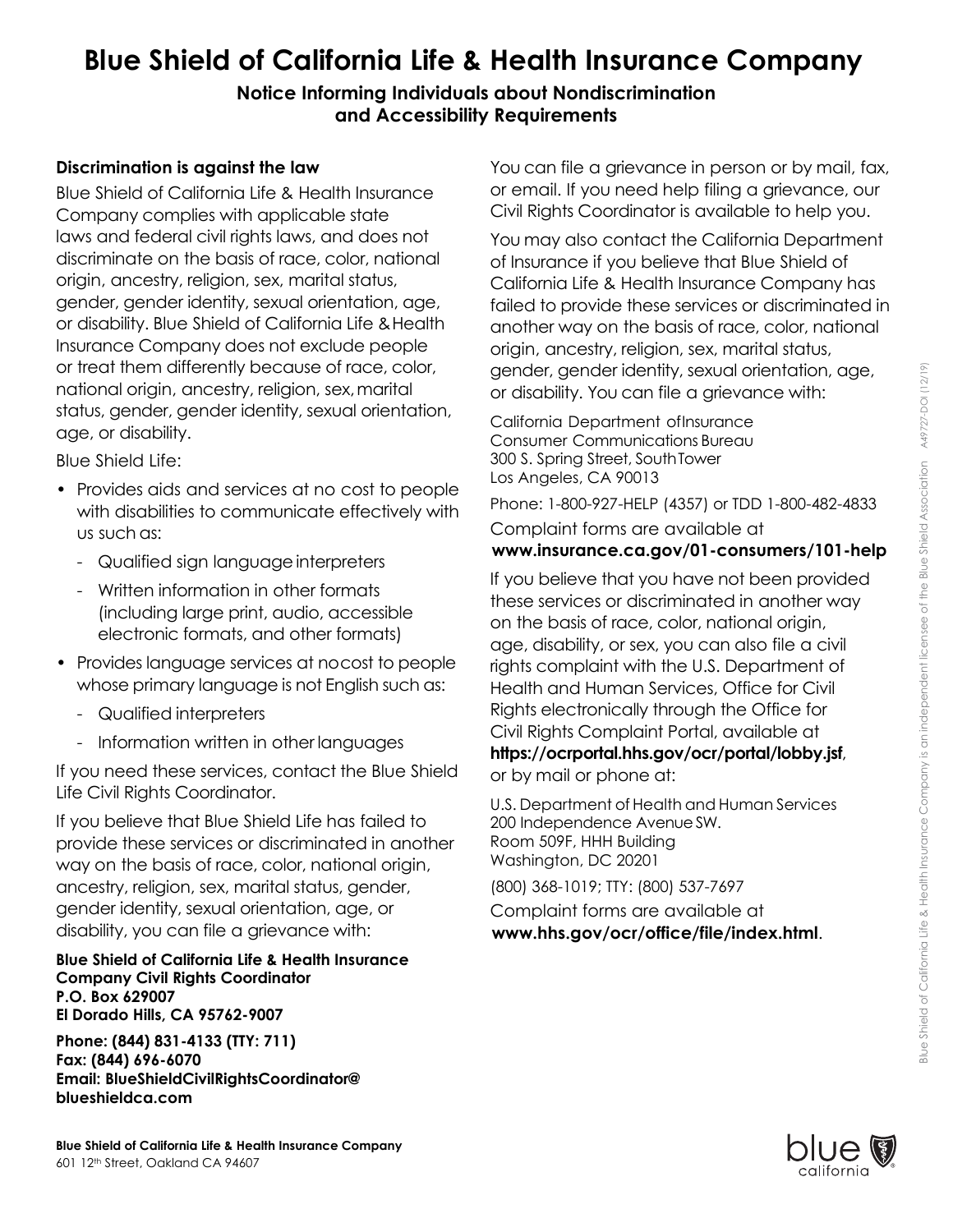# Blue Shield of California Life & Health Insurance Company

### Notice Informing Individuals about Nondiscrimination and Accessibility Requirements

**Discrimination is against the law**

Blue Shield of California Life & Health Insurance Company complies with applicable state laws and federal civil rights laws, and does not discriminate on the basis of race, color, national origin, ancestry, religion, sex, marital status, gender, gender identity, sexual orientation, age, or disability. Blue Shield of California Life & Health Insurance Company does not exclude people or treat them differently because of race, color, national origin, ancestry, religion, sex, marital status, gender, gender identity, sexual orientation, age, or disability.

Blue Shield Life:

- Provides aids and services at no cost to people with disabilities to communicate effectively with us such as:
  - Qualified sign language interpreters
  - Written information in other formats (including large print, audio, accessible electronic formats, and other formats)
- Provides language services at no cost to people whose primary language is not English such as:
  - Qualified interpreters
  - Information written in other languages

If you need these services, contact the Blue Shield Life Civil Rights Coordinator.

If you believe that Blue Shield Life has failed to provide these services or discriminated in another way on the basis of race, color, national origin, ancestry, religion, sex, marital status, gender, gender identity, sexual orientation, age, or disability, you can file a grievance with:

**Blue Shield of California Life & Health Insurance Company Civil Rights Coordinator**
**P.O. Box 629007**
**El Dorado Hills, CA 95762-9007**

**Phone: (844) 831-4133 (TTY: 711)**
**Fax: (844) 696-6070**
**Email: BlueShieldCivilRightsCoordinator@blueshieldca.com**

You can file a grievance in person or by mail, fax, or email. If you need help filing a grievance, our Civil Rights Coordinator is available to help you.

You may also contact the California Department of Insurance if you believe that Blue Shield of California Life & Health Insurance Company has failed to provide these services or discriminated in another way on the basis of race, color, national origin, ancestry, religion, sex, marital status, gender, gender identity, sexual orientation, age, or disability. You can file a grievance with:

California Department of Insurance
Consumer Communications Bureau
300 S. Spring Street, South Tower
Los Angeles, CA 90013

Phone: 1-800-927-HELP (4357) or TDD 1-800-482-4833

Complaint forms are available at **www.insurance.ca.gov/01-consumers/101-help**

If you believe that you have not been provided these services or discriminated in another way on the basis of race, color, national origin, age, disability, or sex, you can also file a civil rights complaint with the U.S. Department of Health and Human Services, Office for Civil Rights electronically through the Office for Civil Rights Complaint Portal, available at **https://ocrportal.hhs.gov/ocr/portal/lobby.jsf**, or by mail or phone at:

U.S. Department of Health and Human Services
200 Independence Avenue SW.
Room 509F, HHH Building
Washington, DC 20201

(800) 368-1019; TTY: (800) 537-7697

Complaint forms are available at **www.hhs.gov/ocr/office/file/index.html**.

**Blue Shield of California Life & Health Insurance Company**
601 12th Street, Oakland CA 94607

Blue Shield of California Life & Health Insurance Company is an independent licensee of the Blue Shield Association A49727-DOI (12/19)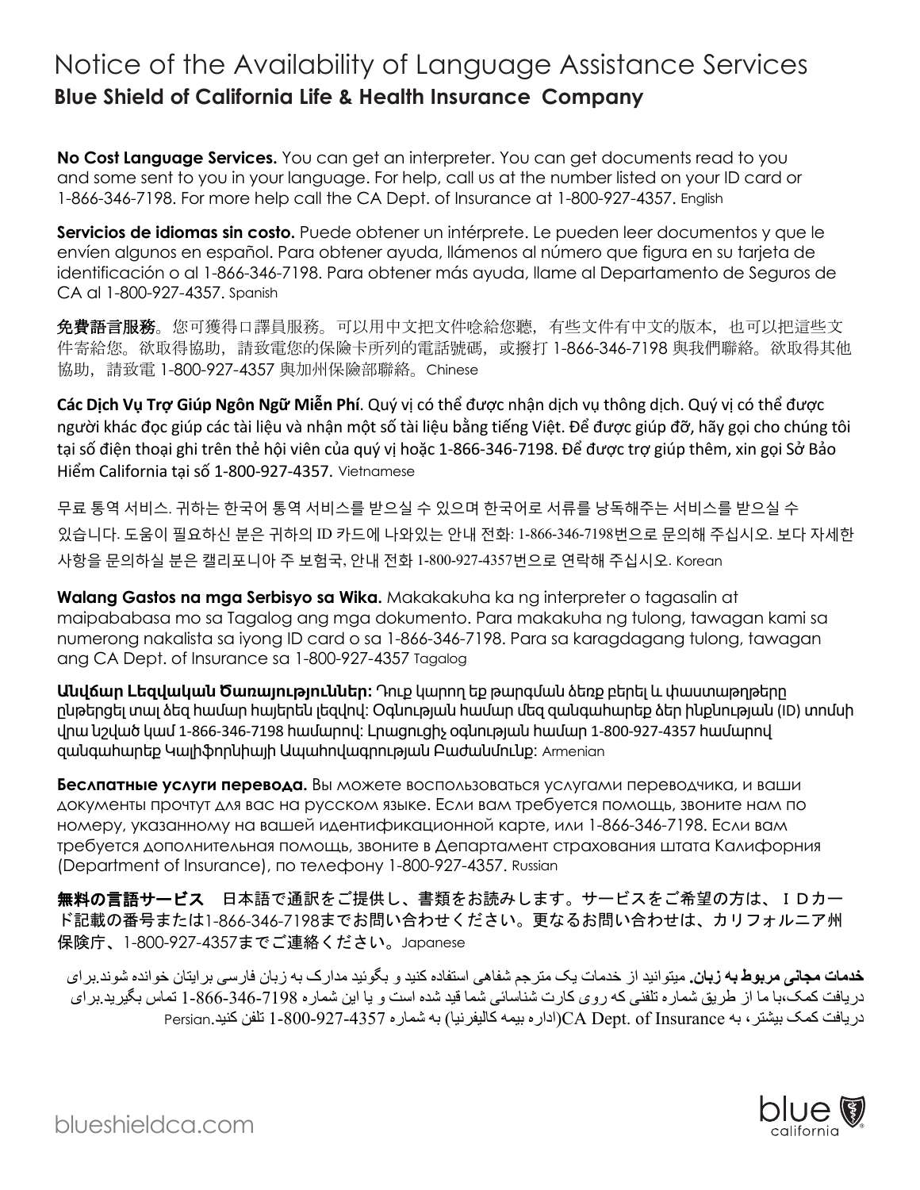# Notice of the Availability of Language Assistance Services

## Blue Shield of California Life & Health Insurance Company

**No Cost Language Services.** You can get an interpreter. You can get documents read to you and some sent to you in your language. For help, call us at the number listed on your ID card or 1-866-346-7198. For more help call the CA Dept. of Insurance at 1-800-927-4357. English

**Servicios de idiomas sin costo.** Puede obtener un intérprete. Le pueden leer documentos y que le envíen algunos en español. Para obtener ayuda, llámenos al número que figura en su tarjeta de identificación o al 1-866-346-7198. Para obtener más ayuda, llame al Departamento de Seguros de CA al 1-800-927-4357. Spanish

**免費語言服務**。您可獲得口譯員服務。可以用中文把文件唸給您聽，有些文件有中文的版本，也可以把這些文件寄給您。欲取得協助，請致電您的保險卡所列的電話號碼，或撥打 1-866-346-7198 與我們聯絡。欲取得其他協助，請致電 1-800-927-4357 與加州保險部聯絡。Chinese

**Các Dịch Vụ Trợ Giúp Ngôn Ngữ Miễn Phí**. Quý vị có thể được nhận dịch vụ thông dịch. Quý vị có thể được người khác đọc giúp các tài liệu và nhận một số tài liệu bằng tiếng Việt. Để được giúp đỡ, hãy gọi cho chúng tôi tại số điện thoại ghi trên thẻ hội viên của quý vị hoặc 1-866-346-7198. Để được trợ giúp thêm, xin gọi Sở Bảo Hiểm California tại số 1-800-927-4357. Vietnamese

무료 통역 서비스. 귀하는 한국어 통역 서비스를 받으실 수 있으며 한국어로 서류를 낭독해주는 서비스를 받으실 수 있습니다. 도움이 필요하신 분은 귀하의 ID 카드에 나와있는 안내 전화: 1-866-346-7198번으로 문의해 주십시오. 보다 자세한 사항을 문의하실 분은 캘리포니아 주 보험국, 안내 전화 1-800-927-4357번으로 연락해 주십시오. Korean

**Walang Gastos na mga Serbisyo sa Wika.** Makakakuha ka ng interpreter o tagasalin at maipababasa mo sa Tagalog ang mga dokumento. Para makakuha ng tulong, tawagan kami sa numerong nakalista sa iyong ID card o sa 1-866-346-7198. Para sa karagdagang tulong, tawagan ang CA Dept. of Insurance sa 1-800-927-4357 Tagalog

**Անվճար Լեզվական Ծառայություններ:** Դուք կարող եք թարգման ձեռք բերել և փաստաթղթերը ընթերցել տալ ձեզ համար հայերեն լեզվով: Օգնության համար մեզ զանգահարեք ձեր ինքնության (ID) տոմսի վրա նշված կամ 1-866-346-7198 համարով: Լրացուցիչ օգնության համար 1-800-927-4357 համարով զանգահարեք Կալիֆորնիայի Ապահովագրության Բաժանմունք: Armenian

**Бесплатные услуги перевода.** Вы можете воспользоваться услугами переводчика, и ваши документы прочтут для вас на русском языке. Если вам требуется помощь, звоните нам по номеру, указанному на вашей идентификационной карте, или 1-866-346-7198. Если вам требуется дополнительная помощь, звоните в Департамент страхования штата Калифорния (Department of Insurance), по телефону 1-800-927-4357. Russian

**無料の言語サービス**　日本語で通訳をご提供し、書類をお読みします。サービスをご希望の方は、ＩＤカード記載の番号または1-866-346-7198までお問い合わせください。更なるお問い合わせは、カリフォルニア州保険庁、1-800-927-4357までご連絡ください。Japanese

**خدمات مجانی مربوط به زبان.** میتوانید از خدمات یک مترجم شفاهی استفاده کنید و بگوئید مدارک به زبان فارسی برایتان خوانده شوند.برای دریافت کمک،با ما از طریق شماره تلفنی که روی کارت شناسائی شما قید شده است و یا این شماره 1-866-346-7198 تماس بگیرید.برای دریافت کمک بیشتر، به CA Dept. of Insurance(اداره بیمه کالیفرنیا) به شماره 1-800-927-4357 تلفن کنید.Persian

blueshieldca.com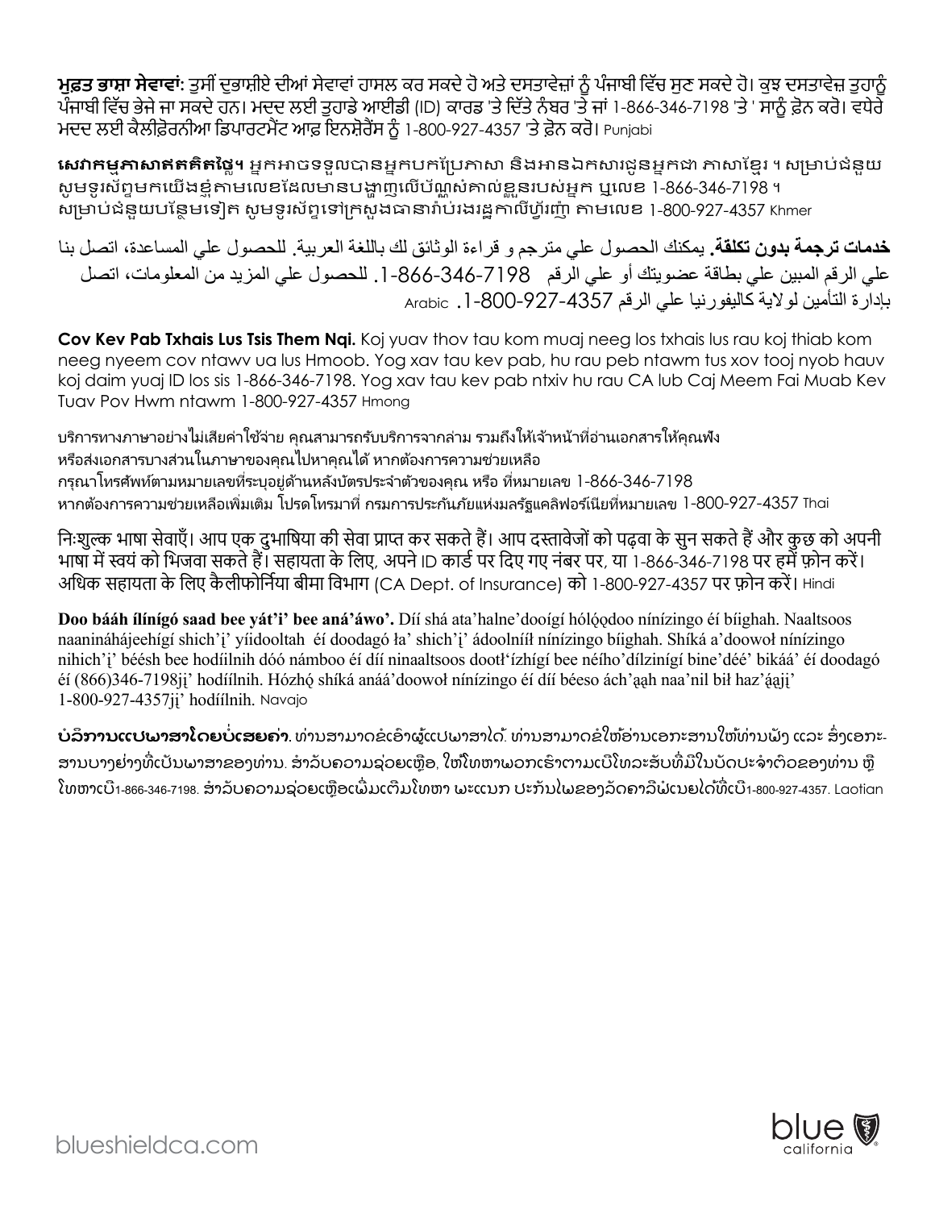**ਮੁਫ਼ਤ ਭਾਸ਼ਾ ਸੇਵਾਵਾਂ**: ਤੁਸੀਂ ਦੁਭਾਸ਼ੀਏ ਦੀਆਂ ਸੇਵਾਵਾਂ ਹਾਸਲ ਕਰ ਸਕਦੇ ਹੋ ਅਤੇ ਦਸਤਾਵੇਜ਼ਾਂ ਨੂੰ ਪੰਜਾਬੀ ਵਿੱਚ ਸੁਣ ਸਕਦੇ ਹੋ। ਕੁਝ ਦਸਤਾਵੇਜ਼ ਤੁਹਾਨੂੰ ਪੰਜਾਬੀ ਵਿੱਚ ਭੇਜੇ ਜਾ ਸਕਦੇ ਹਨ। ਮਦਦ ਲਈ ਤੁਹਾਡੇ ਆਈਡੀ (ID) ਕਾਰਡ 'ਤੇ ਦਿੱਤੇ ਨੰਬਰ 'ਤੇ ਜਾਂ 1-866-346-7198 'ਤੇ ' ਸਾਨੂੰ ਫ਼ੋਨ ਕਰੋ। ਵਧੇਰੇ ਮਦਦ ਲਈ ਕੈਲੀਫ਼ੋਰਨੀਆ ਡਿਪਾਰਟਮੈਂਟ ਆਫ਼ ਇਨਸ਼ੋਰੈਂਸ ਨੂੰ 1-800-927-4357 'ਤੇ ਫ਼ੋਨ ਕਰੋ। Punjabi

**សេវាកម្មភាសាឥតគិតថ្លៃ។** អ្នកអាចទទួលបានអ្នកបកប្រែភាសា និងអានឯកសារជូនអ្នកជា ភាសាខ្មែរ ។ សម្រាប់ជំនួយ សូមទូរស័ព្ទមកយើងខ្ញុំតាមលេខដែលមានបង្ហាញលើប័ណ្ណសំគាល់ខ្លួនរបស់អ្នក ឬលេខ 1-866-346-7198 ។ សម្រាប់ជំនួយបន្ថែមទៀត សូមទូរស័ព្ទទៅក្រសួងធានារ៉ាប់រងរដ្ឋកាលីហ្វ័រញ៉ា តាមលេខ 1-800-927-4357 Khmer

**خدمات ترجمة بدون تكلفة.** يمكنك الحصول علي مترجم و قراءة الوثائق لك باللغة العربية. للحصول علي المساعدة، اتصل بنا علي الرقم المبين علي بطاقة عضويتك أو علي الرقم 1-866-346-7198. للحصول علي المزيد من المعلومات، اتصل بإدارة التأمين لولاية كاليفورنيا علي الرقم 1-800-927-4357. Arabic

**Cov Kev Pab Txhais Lus Tsis Them Nqi.** Koj yuav thov tau kom muaj neeg los txhais lus rau koj thiab kom neeg nyeem cov ntawv ua lus Hmoob. Yog xav tau kev pab, hu rau peb ntawm tus xov tooj nyob hauv koj daim yuaj ID los sis 1-866-346-7198. Yog xav tau kev pab ntxiv hu rau CA lub Caj Meem Fai Muab Kev Tuav Pov Hwm ntawm 1-800-927-4357 Hmong

บริการทางภาษาอย่างไม่เสียค่าใช้จ่าย คุณสามารถรับบริการจากล่าม รวมถึงให้เจ้าหน้าที่อ่านเอกสารให้คุณฟัง หรือส่งเอกสารบางส่วนในภาษาของคุณไปหาคุณได้ หากต้องการความช่วยเหลือ กรุณาโทรศัพท์ตามหมายเลขที่ระบุอยู่ด้านหลังบัตรประจำตัวของคุณ หรือ ที่หมายเลข 1-866-346-7198 หากต้องการความช่วยเหลือเพิ่มเติม โปรดโทรมาที่ กรมการประกันภัยแห่งมลรัฐแคลิฟอร์เนียที่หมายเลข 1-800-927-4357 Thai

निःशुल्क भाषा सेवाएँ। आप एक दुभाषिया की सेवा प्राप्त कर सकते हैं। आप दस्तावेजों को पढ़वा के सुन सकते हैं और कुछ को अपनी भाषा में स्वयं को भिजवा सकते हैं। सहायता के लिए, अपने ID कार्ड पर दिए गए नंबर पर, या 1-866-346-7198 पर हमें फ़ोन करें। अधिक सहायता के लिए कैलीफोर्निया बीमा विभाग (CA Dept. of Insurance) को 1-800-927-4357 पर फ़ोन करें। Hindi

**Doo bááh ílínígó saad bee yát'i' bee aná'áwo'.** Díí shá ata'halne'dooígí hólǫ́ǫdoo nínízingo éí bíighah. Naaltsoos naanináhájeehígí shich'į' yíidooltah éí doodagó ła' shich'į' ádoolníił nínízingo bíighah. Shíká a'doowoł nínízingo nihich'į' béésh bee hodíilnih dóó námboo éí díí ninaaltsoos dootł'izhígí bine'dílzinígí bine'déé' bikáá' éí doodagó éí (866)346-7198jį' hodíílnih. Hózhǫ́ shíká anáá'doowoł nínízingo éí díí béeso ách'ąąh naa'nil bił haz'ą́ąjį' 1-800-927-4357jį' hodíílnih. Navajo

**ບໍລິການແປພາສາໂດຍບໍ່ເສຍຄ່າ.** ທ່ານສາມາດຂໍເອົາຜູ້ແປພາສາໄດ້. ທ່ານສາມາດຂໍໃຫ້ອ່ານເອກະສານໃຫ້ທ່ານຟັງ ແລະ ສົ່ງເອກະສານບາງຢ່າງທີ່ເປັນພາສາຂອງທ່ານ. ສໍາລັບຄວາມຊ່ວຍເຫຼືອ, ໃຫ້ໂທຫາພວກເຮົາຕາມເບີໂທລະສັບທີ່ມີໃນບັດປະຈໍາຕົວຂອງທ່ານ ຫຼື ໂທຫາເບີ1-866-346-7198. ສໍາລັບຄວາມຊ່ວຍເຫຼືອເພີ່ມເຕີມໂທຫາ ພະແນກ ປະກັນໄພຂອງລັດຄາລີຟໍເນຍໄດ້ທີ່ເບີ1-800-927-4357. Laotian

blueshieldca.com